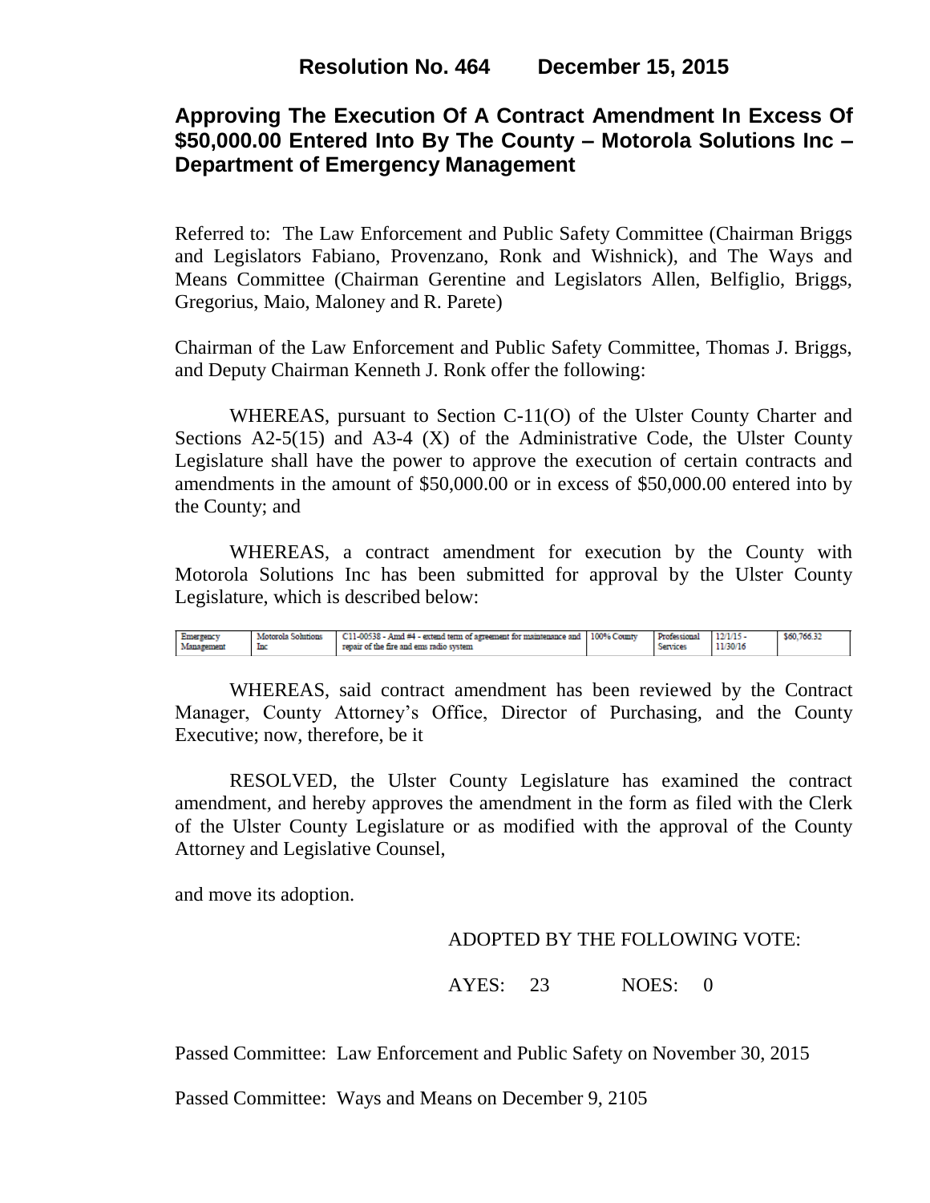# Resolution No. 464 December 15, 2015

## Approving The Execution Of A Contract Amendment In Excess Of $50,000.00 Entered Into By The County – Motorola Solutions Inc – Department of Emergency Management

Referred to: The Law Enforcement and Public Safety Committee (Chairman Briggs and Legislators Fabiano, Provenzano, Ronk and Wishnick), and The Ways and Means Committee (Chairman Gerentine and Legislators Allen, Belfiglio, Briggs, Gregorius, Maio, Maloney and R. Parete)

Chairman of the Law Enforcement and Public Safety Committee, Thomas J. Briggs, and Deputy Chairman Kenneth J. Ronk offer the following:

WHEREAS, pursuant to Section C-11(O) of the Ulster County Charter and Sections A2-5(15) and A3-4 (X) of the Administrative Code, the Ulster County Legislature shall have the power to approve the execution of certain contracts and amendments in the amount of $50,000.00 or in excess of $50,000.00 entered into by the County; and

WHEREAS, a contract amendment for execution by the County with Motorola Solutions Inc has been submitted for approval by the Ulster County Legislature, which is described below:

| Emergency Management | Motorola Solutions Inc | C11-00538 - Amd #4 - extend term of agreement for maintenance and repair of the fire and ems radio system | 100% County | Professional Services | 12/1/15 - 11/30/16 | $60,766.32 |
|---|---|---|---|---|---|---|

WHEREAS, said contract amendment has been reviewed by the Contract Manager, County Attorney's Office, Director of Purchasing, and the County Executive; now, therefore, be it

RESOLVED, the Ulster County Legislature has examined the contract amendment, and hereby approves the amendment in the form as filed with the Clerk of the Ulster County Legislature or as modified with the approval of the County Attorney and Legislative Counsel,

and move its adoption.

ADOPTED BY THE FOLLOWING VOTE:

AYES: 23 NOES: 0

Passed Committee: Law Enforcement and Public Safety on November 30, 2015

Passed Committee: Ways and Means on December 9, 2105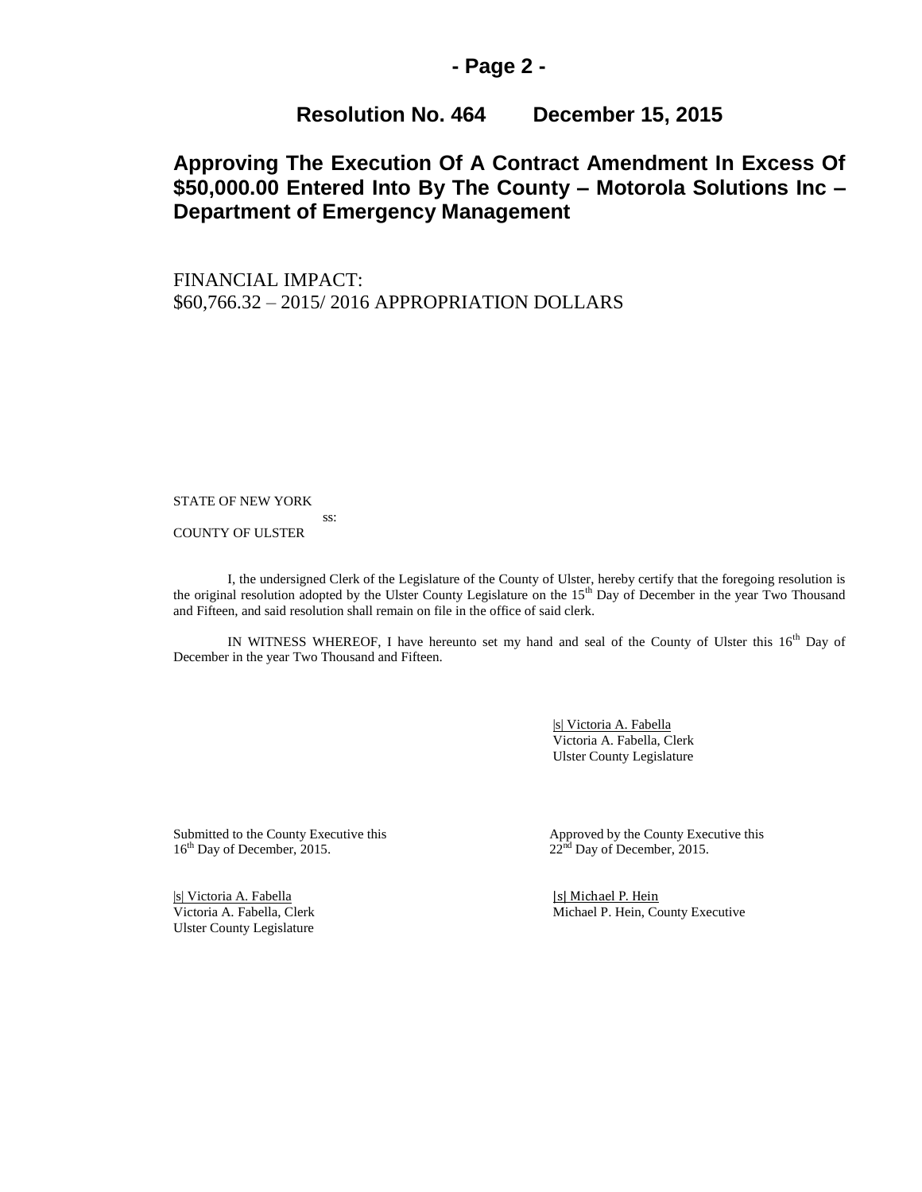## Resolution No. 464 December 15, 2015

## Approving The Execution Of A Contract Amendment In Excess Of $50,000.00 Entered Into By The County – Motorola Solutions Inc – Department of Emergency Management

FINANCIAL IMPACT:
$60,766.32 – 2015/ 2016 APPROPRIATION DOLLARS

STATE OF NEW YORK
ss:
COUNTY OF ULSTER

I, the undersigned Clerk of the Legislature of the County of Ulster, hereby certify that the foregoing resolution is the original resolution adopted by the Ulster County Legislature on the 15th Day of December in the year Two Thousand and Fifteen, and said resolution shall remain on file in the office of said clerk.

IN WITNESS WHEREOF, I have hereunto set my hand and seal of the County of Ulster this 16th Day of December in the year Two Thousand and Fifteen.

|s| Victoria A. Fabella
Victoria A. Fabella, Clerk
Ulster County Legislature

Submitted to the County Executive this
16th Day of December, 2015.

|s| Victoria A. Fabella
Victoria A. Fabella, Clerk
Ulster County Legislature

Approved by the County Executive this
22nd Day of December, 2015.

|s| Michael P. Hein
Michael P. Hein, County Executive